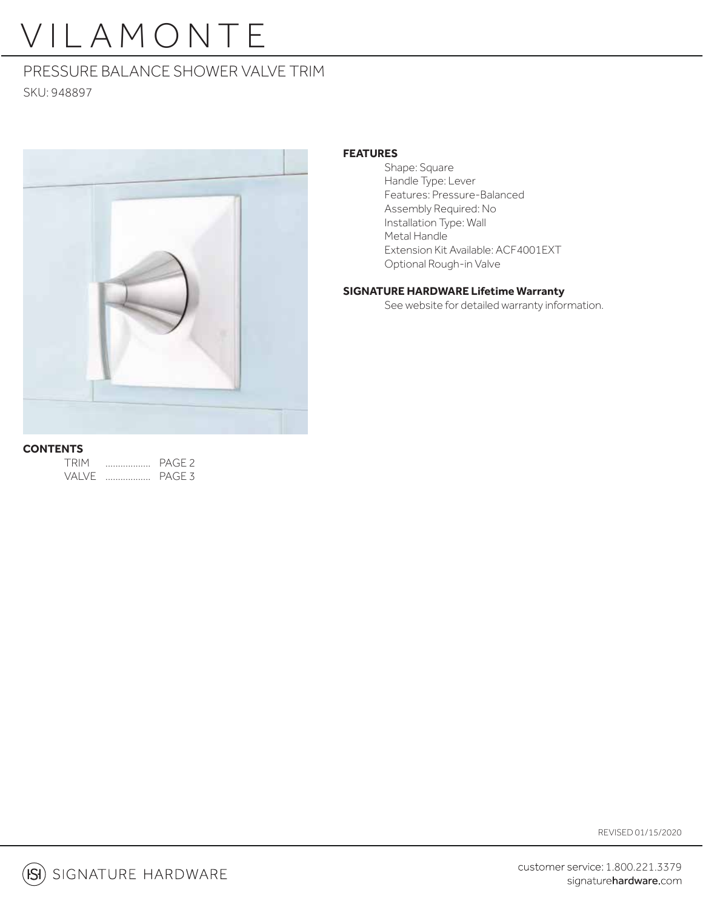# VILAMONTE

## PRESSURE BALANCE SHOWER VALVE TRIM

SKU: 948897

**FEATURES**

- Shape: Square
- Handle Type: Lever
- Features: Pressure-Balanced
- Assembly Required: No
- Installation Type: Wall
- Metal Handle
- Extension Kit Available: ACF4001EXT
- Optional Rough-in Valve

**SIGNATURE HARDWARE Lifetime Warranty**

See website for detailed warranty information.

**CONTENTS**

TRIM .................. PAGE 2
VALVE .................. PAGE 3

REVISED 01/15/2020

SIGNATURE HARDWARE

customer service: 1.800.221.3379
signaturehardware.com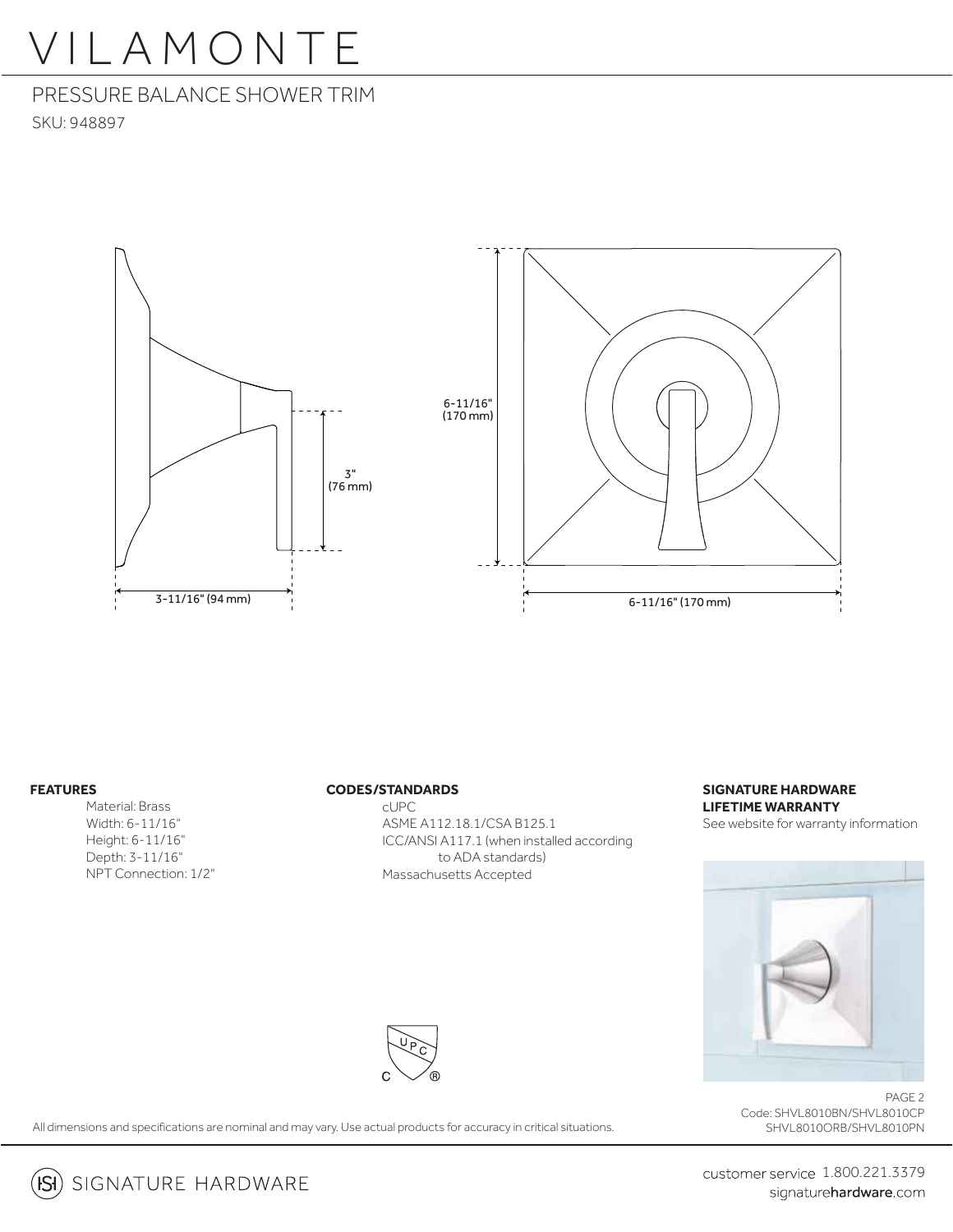# VILAMONTE

## PRESSURE BALANCE SHOWER TRIM

SKU: 948897

3" (76 mm)

3-11/16" (94 mm)

6-11/16" (170 mm)

6-11/16" (170 mm)

**FEATURES**

Material: Brass
Width: 6-11/16"
Height: 6-11/16"
Depth: 3-11/16"
NPT Connection: 1/2"

**CODES/STANDARDS**

cUPC
ASME A112.18.1/CSA B125.1
ICC/ANSI A117.1 (when installed according to ADA standards)
Massachusetts Accepted

**SIGNATURE HARDWARE LIFETIME WARRANTY**

See website for warranty information

Code: SHVL8010BN/SHVL8010CP
SHVL8010ORB/SHVL8010PN

All dimensions and specifications are nominal and may vary. Use actual products for accuracy in critical situations.

SIGNATURE HARDWARE

customer service 1.800.221.3379
signaturehardware.com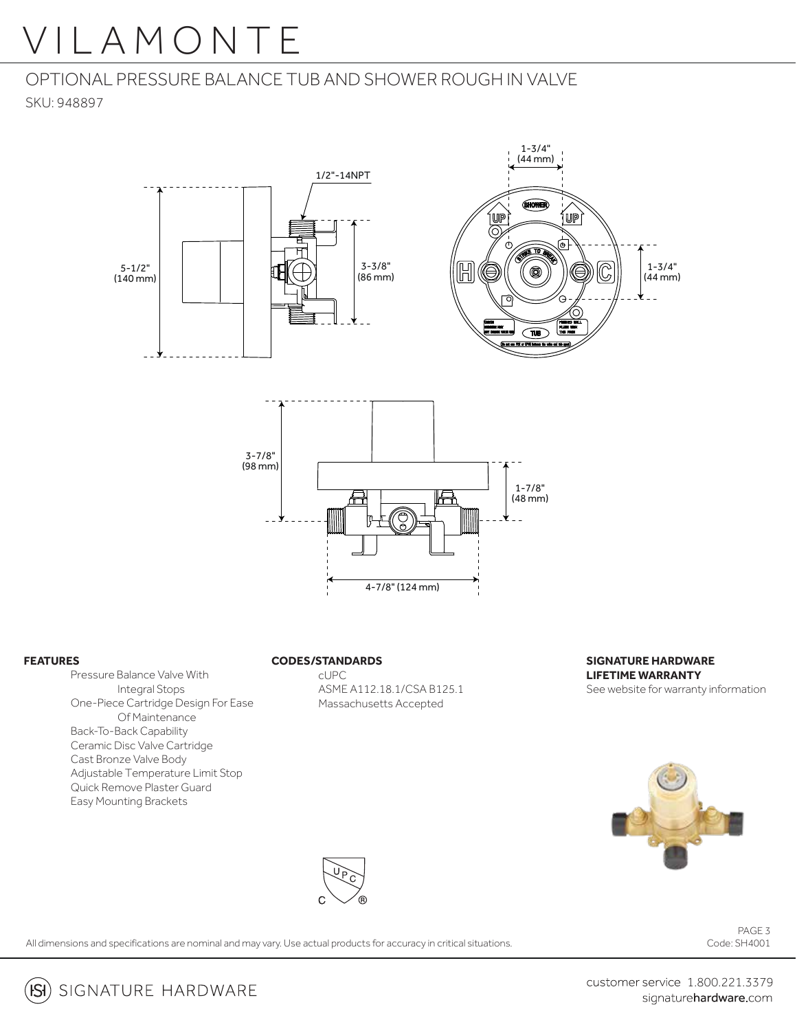# VILAMONTE

## OPTIONAL PRESSURE BALANCE TUB AND SHOWER ROUGH IN VALVE

SKU: 948897

1/2"-14NPT

5-1/2" (140 mm)

3-3/8" (86 mm)

1-3/4" (44 mm)

1-3/4" (44 mm)

SHOWER

UP

UP

H

C

TUB

3-7/8" (98 mm)

1-7/8" (48 mm)

4-7/8" (124 mm)

### FEATURES

- Pressure Balance Valve With Integral Stops
- One-Piece Cartridge Design For Ease Of Maintenance
- Back-To-Back Capability
- Ceramic Disc Valve Cartridge
- Cast Bronze Valve Body
- Adjustable Temperature Limit Stop
- Quick Remove Plaster Guard
- Easy Mounting Brackets

### CODES/STANDARDS

- cUPC
- ASME A112.18.1/CSA B125.1
- Massachusetts Accepted

### SIGNATURE HARDWARE LIFETIME WARRANTY

See website for warranty information

All dimensions and specifications are nominal and may vary. Use actual products for accuracy in critical situations.

Code: SH4001